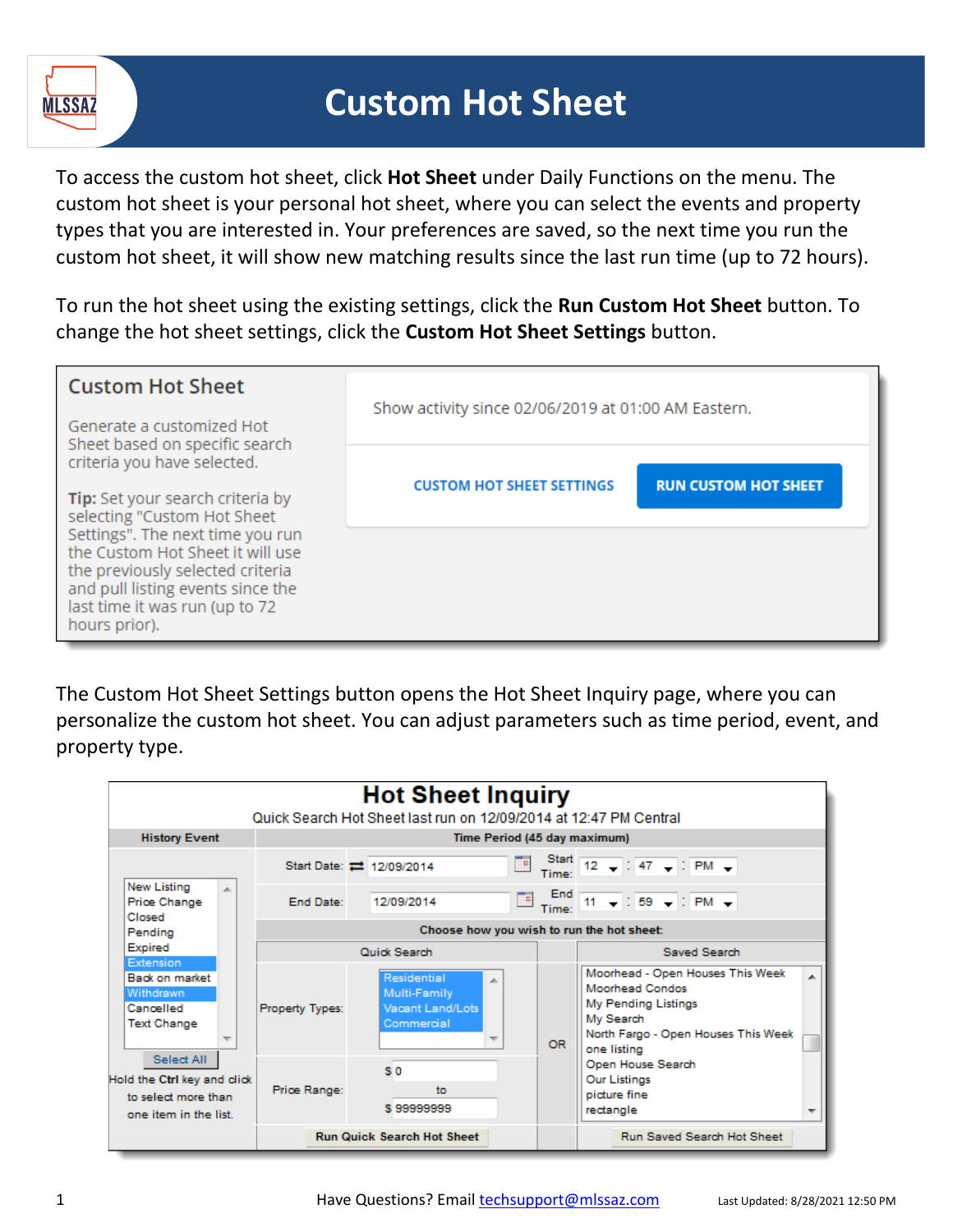# Custom Hot Sheet

To access the custom hot sheet, click **Hot Sheet** under Daily Functions on the menu. The custom hot sheet is your personal hot sheet, where you can select the events and property types that you are interested in. Your preferences are saved, so the next time you run the custom hot sheet, it will show new matching results since the last run time (up to 72 hours).

To run the hot sheet using the existing settings, click the **Run Custom Hot Sheet** button. To change the hot sheet settings, click the **Custom Hot Sheet Settings** button.

Custom Hot Sheet

Generate a customized Hot Sheet based on specific search criteria you have selected.

**Tip:** Set your search criteria by selecting "Custom Hot Sheet Settings". The next time you run the Custom Hot Sheet it will use the previously selected criteria and pull listing events since the last time it was run (up to 72 hours prior).

Show activity since 02/06/2019 at 01:00 AM Eastern.

CUSTOM HOT SHEET SETTINGS

RUN CUSTOM HOT SHEET

The Custom Hot Sheet Settings button opens the Hot Sheet Inquiry page, where you can personalize the custom hot sheet. You can adjust parameters such as time period, event, and property type.

Hot Sheet Inquiry

Quick Search Hot Sheet last run on 12/09/2014 at 12:47 PM Central

History Event

New Listing
Price Change
Closed
Pending
Expired
Extension
Back on market
Withdrawn
Cancelled
Text Change

Select All

Hold the Ctrl key and click to select more than one item in the list.

Time Period (45 day maximum)

Start Date: 12/09/2014 Start Time: 12 : 47 : PM

End Date: 12/09/2014 End Time: 11 : 59 : PM

Choose how you wish to run the hot sheet:

Quick Search

Property Types: Residential, Multi-Family, Vacant Land/Lots, Commercial

Price Range: $ 0 to $ 99999999

Run Quick Search Hot Sheet

OR

Saved Search

Moorhead - Open Houses This Week
Moorhead Condos
My Pending Listings
My Search
North Fargo - Open Houses This Week
one listing
Open House Search
Our Listings
picture fine
rectangle

Run Saved Search Hot Sheet

Have Questions? Email techsupport@mlssaz.com

Last Updated: 8/28/2021 12:50 PM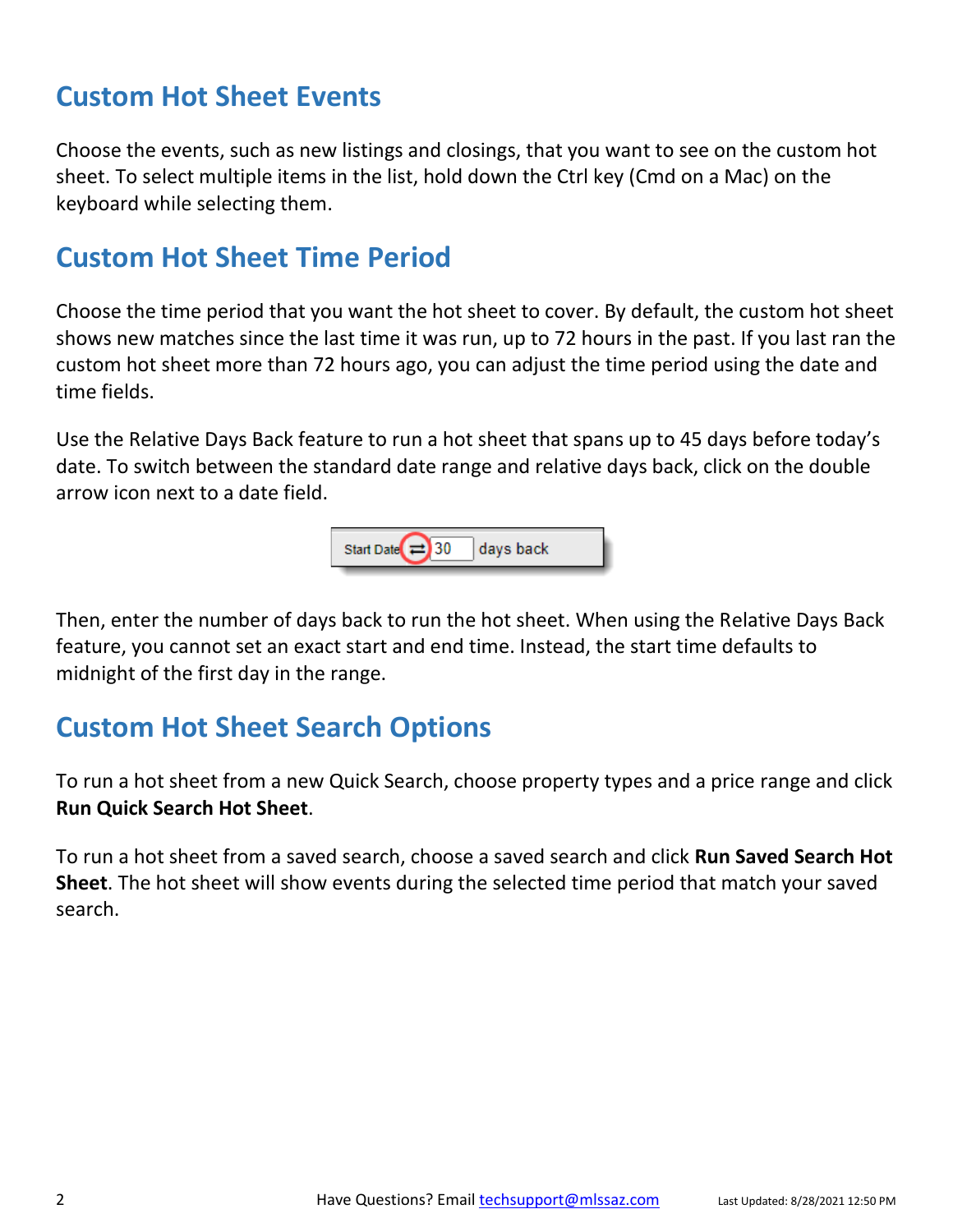## Custom Hot Sheet Events

Choose the events, such as new listings and closings, that you want to see on the custom hot sheet. To select multiple items in the list, hold down the Ctrl key (Cmd on a Mac) on the keyboard while selecting them.

## Custom Hot Sheet Time Period

Choose the time period that you want the hot sheet to cover. By default, the custom hot sheet shows new matches since the last time it was run, up to 72 hours in the past. If you last ran the custom hot sheet more than 72 hours ago, you can adjust the time period using the date and time fields.

Use the Relative Days Back feature to run a hot sheet that spans up to 45 days before today's date. To switch between the standard date range and relative days back, click on the double arrow icon next to a date field.

Start Date ⇄ 30 days back

Then, enter the number of days back to run the hot sheet. When using the Relative Days Back feature, you cannot set an exact start and end time. Instead, the start time defaults to midnight of the first day in the range.

## Custom Hot Sheet Search Options

To run a hot sheet from a new Quick Search, choose property types and a price range and click **Run Quick Search Hot Sheet**.

To run a hot sheet from a saved search, choose a saved search and click **Run Saved Search Hot Sheet**. The hot sheet will show events during the selected time period that match your saved search.